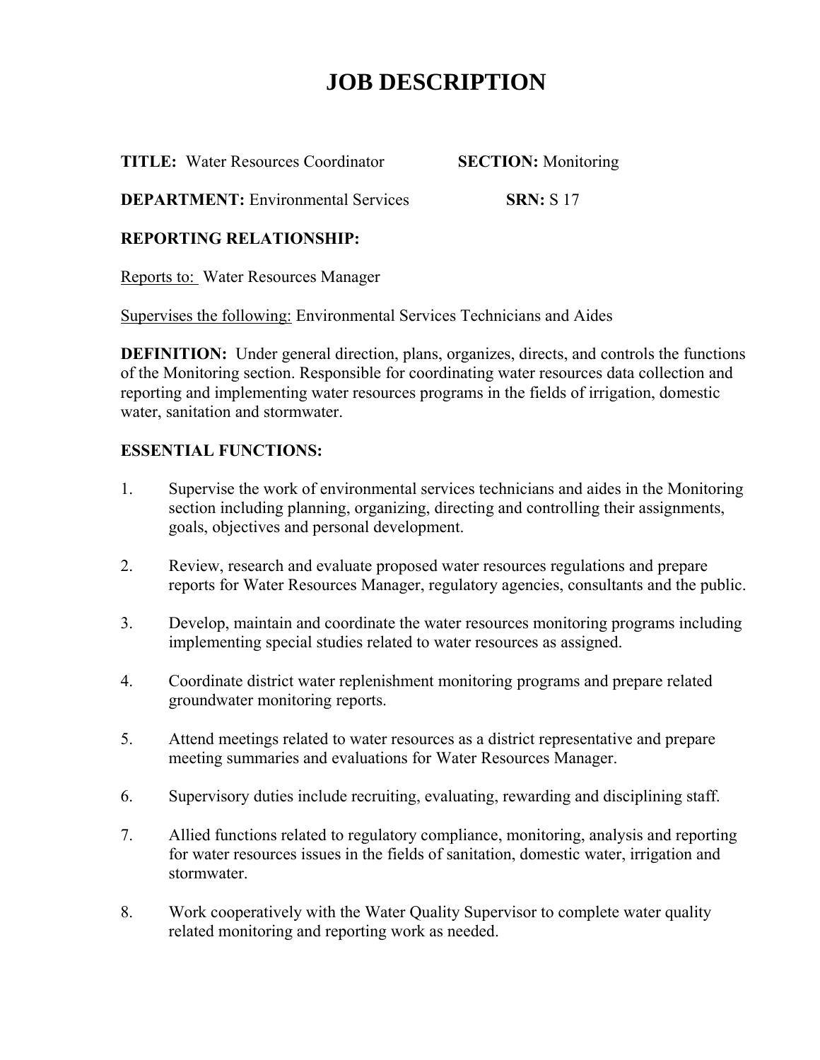# JOB DESCRIPTION

**TITLE:** Water Resources Coordinator **SECTION:** Monitoring

**DEPARTMENT:** Environmental Services **SRN:** S 17

**REPORTING RELATIONSHIP:**

Reports to: Water Resources Manager

Supervises the following: Environmental Services Technicians and Aides

**DEFINITION:** Under general direction, plans, organizes, directs, and controls the functions of the Monitoring section. Responsible for coordinating water resources data collection and reporting and implementing water resources programs in the fields of irrigation, domestic water, sanitation and stormwater.

**ESSENTIAL FUNCTIONS:**

1. Supervise the work of environmental services technicians and aides in the Monitoring section including planning, organizing, directing and controlling their assignments, goals, objectives and personal development.

2. Review, research and evaluate proposed water resources regulations and prepare reports for Water Resources Manager, regulatory agencies, consultants and the public.

3. Develop, maintain and coordinate the water resources monitoring programs including implementing special studies related to water resources as assigned.

4. Coordinate district water replenishment monitoring programs and prepare related groundwater monitoring reports.

5. Attend meetings related to water resources as a district representative and prepare meeting summaries and evaluations for Water Resources Manager.

6. Supervisory duties include recruiting, evaluating, rewarding and disciplining staff.

7. Allied functions related to regulatory compliance, monitoring, analysis and reporting for water resources issues in the fields of sanitation, domestic water, irrigation and stormwater.

8. Work cooperatively with the Water Quality Supervisor to complete water quality related monitoring and reporting work as needed.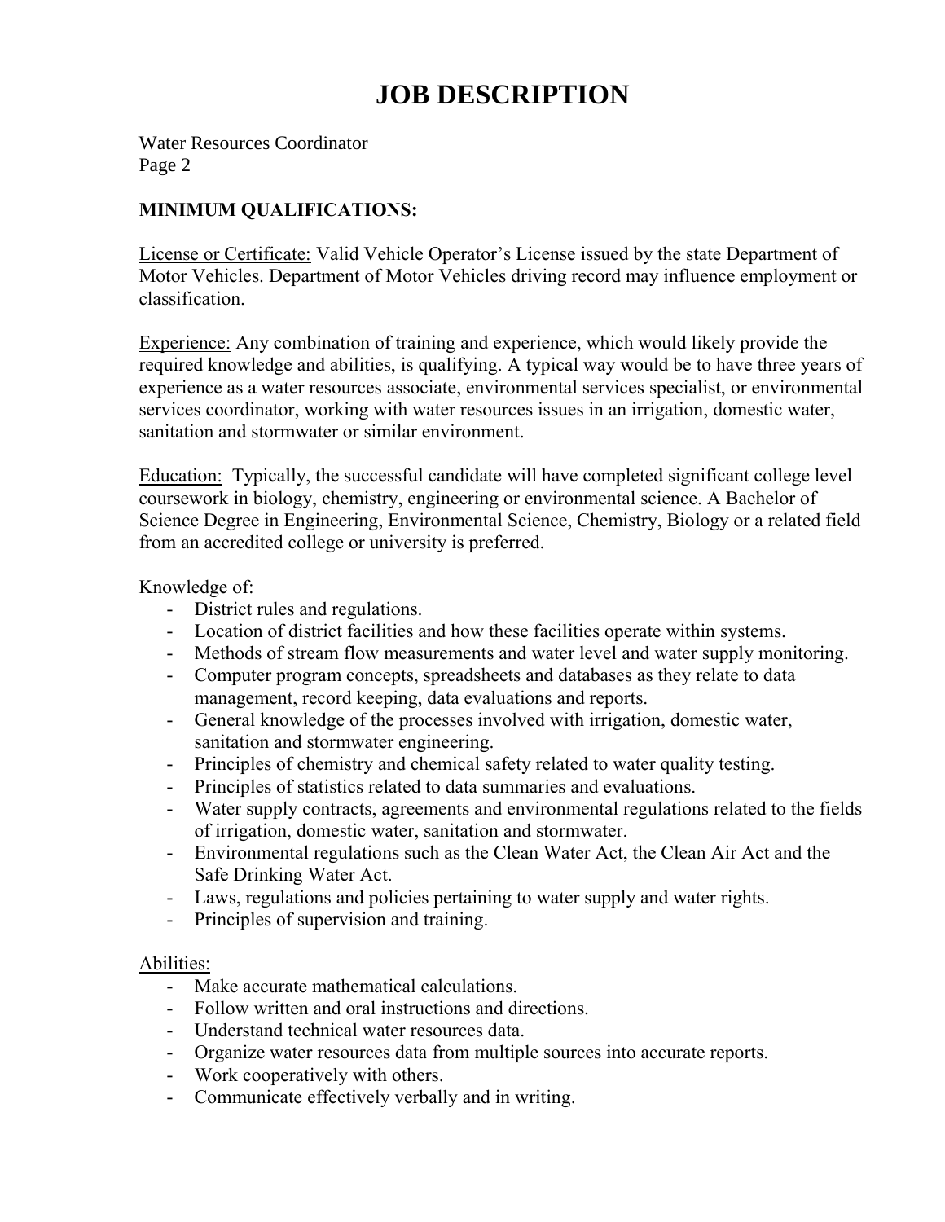# JOB DESCRIPTION

Water Resources Coordinator
Page 2

## MINIMUM QUALIFICATIONS:

License or Certificate: Valid Vehicle Operator's License issued by the state Department of Motor Vehicles. Department of Motor Vehicles driving record may influence employment or classification.

Experience: Any combination of training and experience, which would likely provide the required knowledge and abilities, is qualifying. A typical way would be to have three years of experience as a water resources associate, environmental services specialist, or environmental services coordinator, working with water resources issues in an irrigation, domestic water, sanitation and stormwater or similar environment.

Education: Typically, the successful candidate will have completed significant college level coursework in biology, chemistry, engineering or environmental science. A Bachelor of Science Degree in Engineering, Environmental Science, Chemistry, Biology or a related field from an accredited college or university is preferred.

Knowledge of:

- District rules and regulations.
- Location of district facilities and how these facilities operate within systems.
- Methods of stream flow measurements and water level and water supply monitoring.
- Computer program concepts, spreadsheets and databases as they relate to data management, record keeping, data evaluations and reports.
- General knowledge of the processes involved with irrigation, domestic water, sanitation and stormwater engineering.
- Principles of chemistry and chemical safety related to water quality testing.
- Principles of statistics related to data summaries and evaluations.
- Water supply contracts, agreements and environmental regulations related to the fields of irrigation, domestic water, sanitation and stormwater.
- Environmental regulations such as the Clean Water Act, the Clean Air Act and the Safe Drinking Water Act.
- Laws, regulations and policies pertaining to water supply and water rights.
- Principles of supervision and training.

Abilities:

- Make accurate mathematical calculations.
- Follow written and oral instructions and directions.
- Understand technical water resources data.
- Organize water resources data from multiple sources into accurate reports.
- Work cooperatively with others.
- Communicate effectively verbally and in writing.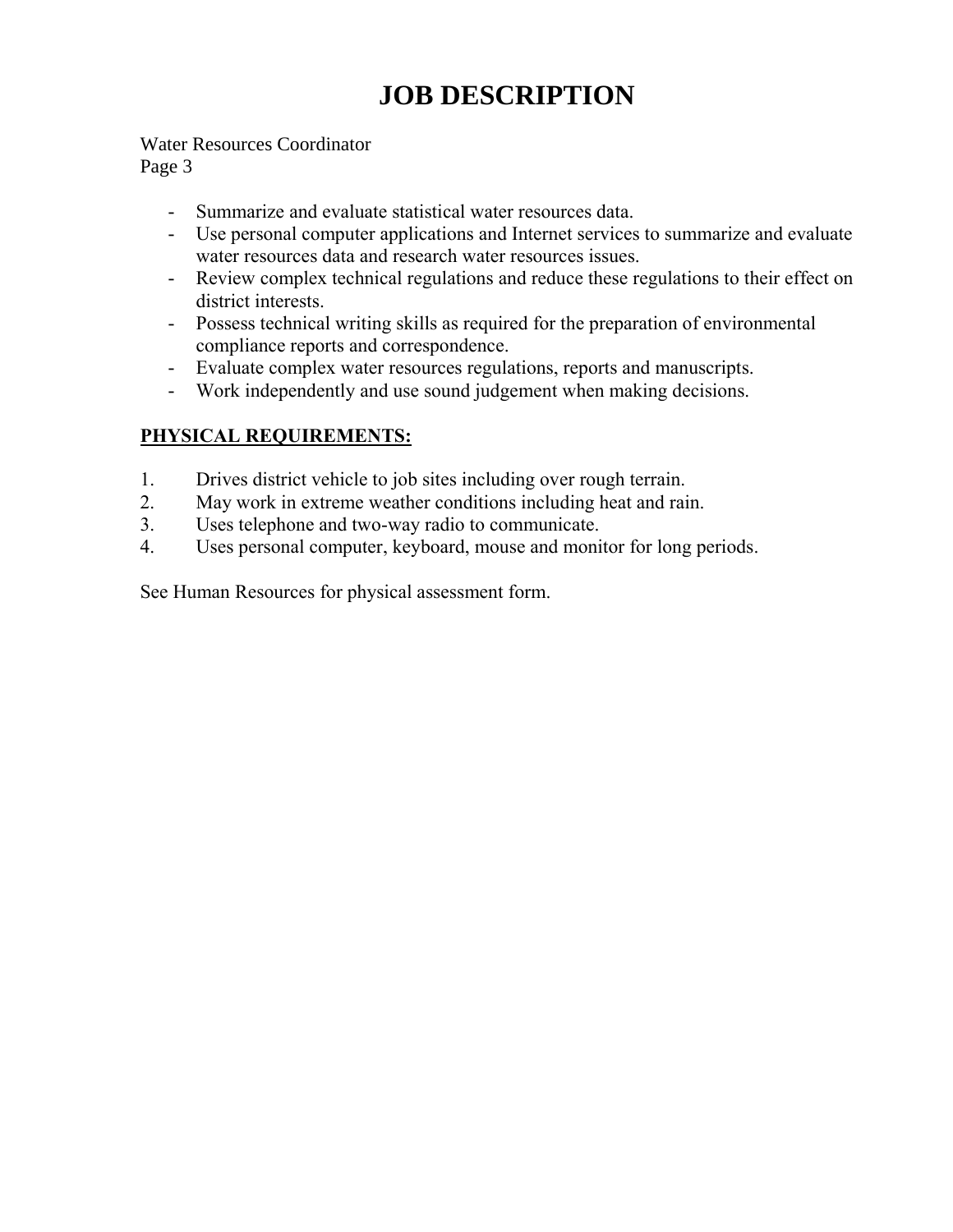# JOB DESCRIPTION

Water Resources Coordinator
Page 3

- Summarize and evaluate statistical water resources data.
- Use personal computer applications and Internet services to summarize and evaluate water resources data and research water resources issues.
- Review complex technical regulations and reduce these regulations to their effect on district interests.
- Possess technical writing skills as required for the preparation of environmental compliance reports and correspondence.
- Evaluate complex water resources regulations, reports and manuscripts.
- Work independently and use sound judgement when making decisions.

**PHYSICAL REQUIREMENTS:**

1. Drives district vehicle to job sites including over rough terrain.
2. May work in extreme weather conditions including heat and rain.
3. Uses telephone and two-way radio to communicate.
4. Uses personal computer, keyboard, mouse and monitor for long periods.

See Human Resources for physical assessment form.